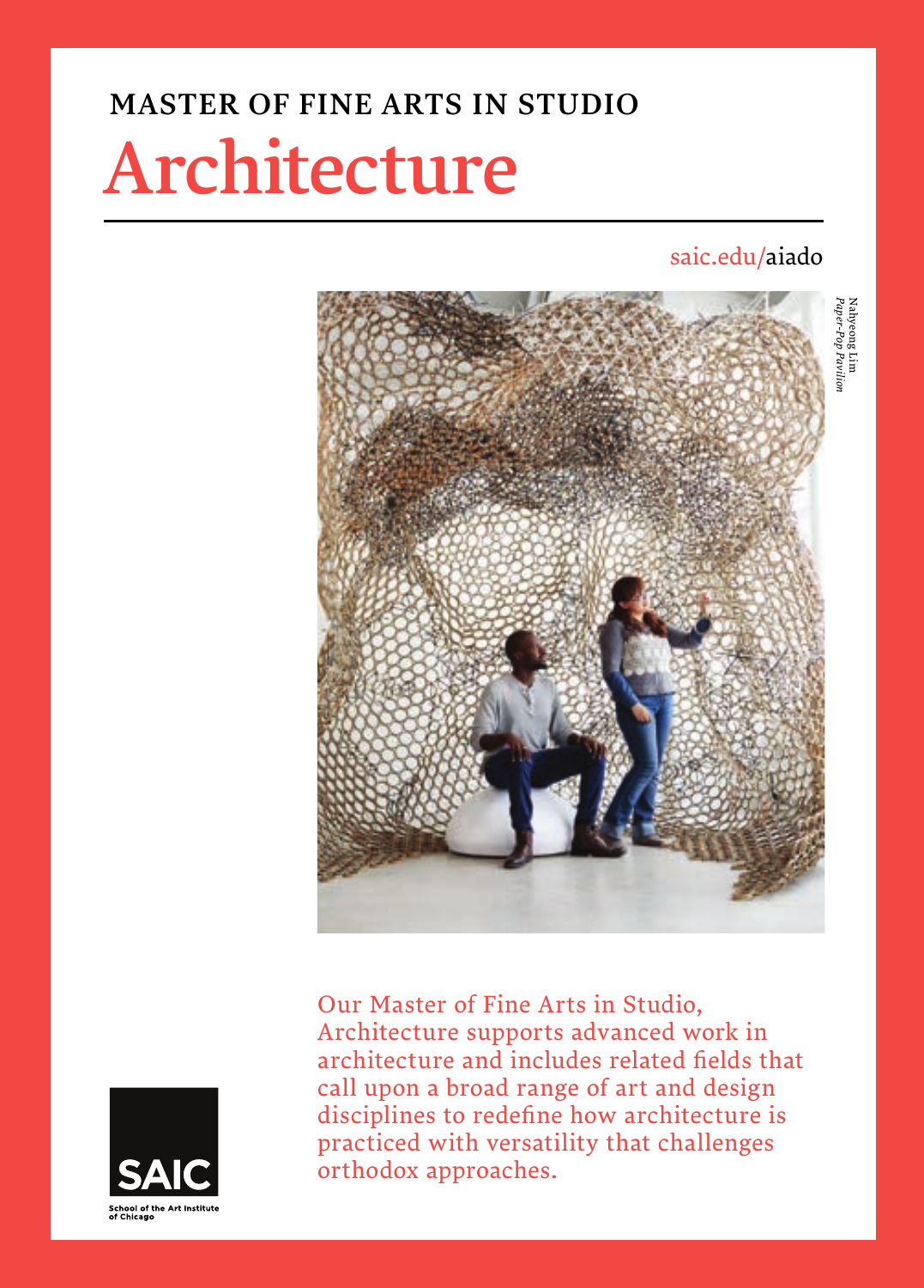## MASTER OF FINE ARTS IN STUDIO

# Architecture

saic.edu/aiado

Nahyeong Lim
*Paper-Pop Pavilion*

Our Master of Fine Arts in Studio, Architecture supports advanced work in architecture and includes related fields that call upon a broad range of art and design disciplines to redefine how architecture is practiced with versatility that challenges orthodox approaches.

SAIC
School of the Art Institute of Chicago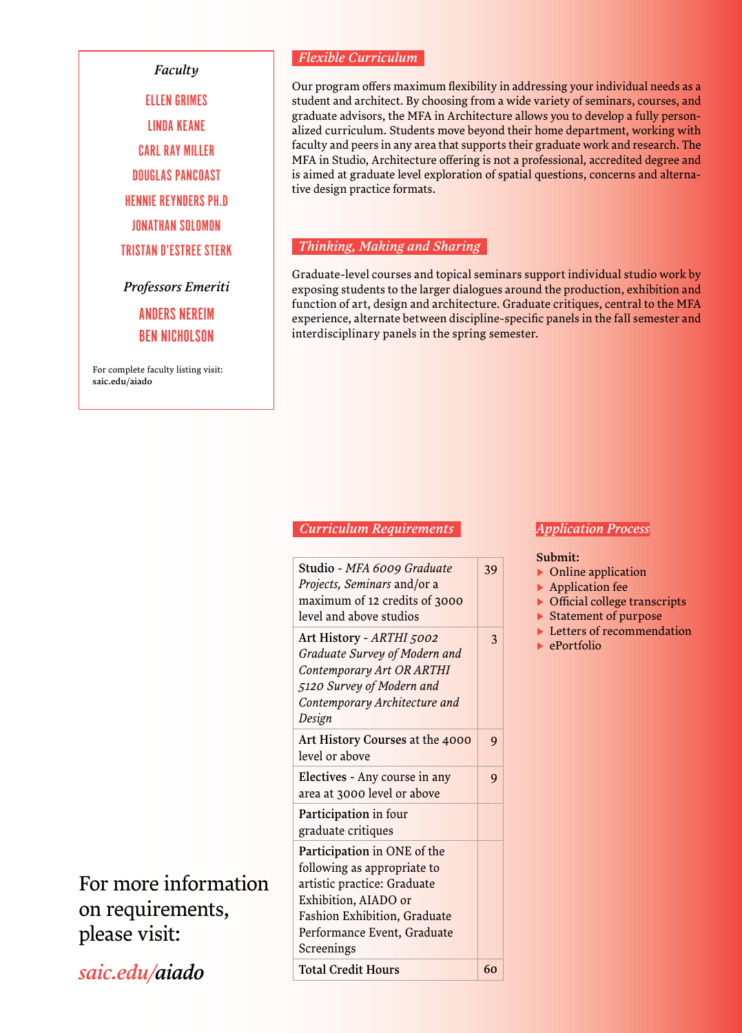### *Faculty*

ELLEN GRIMES

LINDA KEANE

CARL RAY MILLER

DOUGLAS PANCOAST

HENNIE REYNDERS PH.D

JONATHAN SOLOMON

TRISTAN D'ESTREE STERK

### *Professors Emeriti*

ANDERS NEREIM

BEN NICHOLSON

For complete faculty listing visit:
**saic.edu/aiado**

## *Flexible Curriculum*

Our program offers maximum flexibility in addressing your individual needs as a student and architect. By choosing from a wide variety of seminars, courses, and graduate advisors, the MFA in Architecture allows you to develop a fully personalized curriculum. Students move beyond their home department, working with faculty and peers in any area that supports their graduate work and research. The MFA in Studio, Architecture offering is not a professional, accredited degree and is aimed at graduate level exploration of spatial questions, concerns and alternative design practice formats.

## *Thinking, Making and Sharing*

Graduate-level courses and topical seminars support individual studio work by exposing students to the larger dialogues around the production, exhibition and function of art, design and architecture. Graduate critiques, central to the MFA experience, alternate between discipline-specific panels in the fall semester and interdisciplinary panels in the spring semester.

## *Curriculum Requirements*

| Requirement | Credits |
|---|---|
| **Studio** - *MFA 6009 Graduate Projects, Seminars* and/or a maximum of 12 credits of 3000 level and above studios | 39 |
| **Art History** - *ARTHI 5002 Graduate Survey of Modern and Contemporary Art OR ARTHI 5120 Survey of Modern and Contemporary Architecture and Design* | 3 |
| **Art History Courses** at the 4000 level or above | 9 |
| **Electives** - Any course in any area at 3000 level or above | 9 |
| **Participation** in four graduate critiques | |
| **Participation** in ONE of the following as appropriate to artistic practice: Graduate Exhibition, AIADO or Fashion Exhibition, Graduate Performance Event, Graduate Screenings | |
| **Total Credit Hours** | 60 |

## *Application Process*

**Submit:**

- Online application
- Application fee
- Official college transcripts
- Statement of purpose
- Letters of recommendation
- ePortfolio

For more information on requirements, please visit:

*saic.edu/**aiado***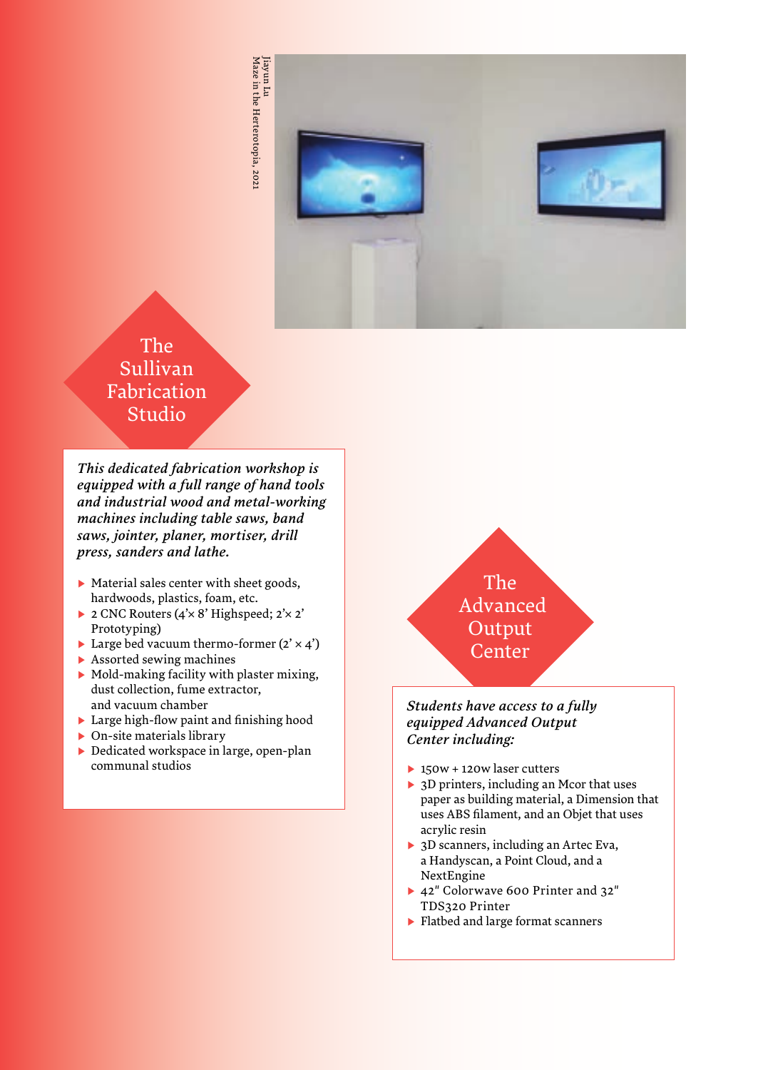Jiayun Lu
Maze in the Herterotopia, 2021

## The Sullivan Fabrication Studio

*This dedicated fabrication workshop is equipped with a full range of hand tools and industrial wood and metal-working machines including table saws, band saws, jointer, planer, mortiser, drill press, sanders and lathe.*

- Material sales center with sheet goods, hardwoods, plastics, foam, etc.
- 2 CNC Routers (4'× 8' Highspeed; 2'× 2' Prototyping)
- Large bed vacuum thermo-former (2' × 4')
- Assorted sewing machines
- Mold-making facility with plaster mixing, dust collection, fume extractor, and vacuum chamber
- Large high-flow paint and finishing hood
- On-site materials library
- Dedicated workspace in large, open-plan communal studios

## The Advanced Output Center

*Students have access to a fully equipped Advanced Output Center including:*

- 150w + 120w laser cutters
- 3D printers, including an Mcor that uses paper as building material, a Dimension that uses ABS filament, and an Objet that uses acrylic resin
- 3D scanners, including an Artec Eva, a Handyscan, a Point Cloud, and a NextEngine
- 42" Colorwave 600 Printer and 32" TDS320 Printer
- Flatbed and large format scanners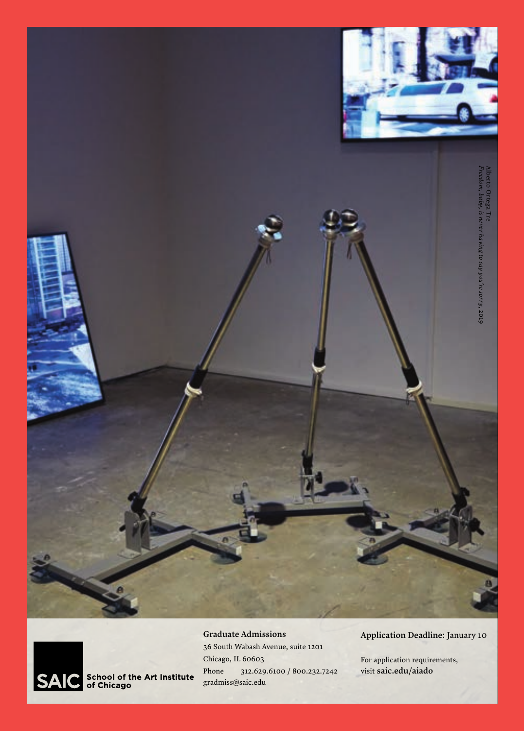Alberto Ortega Tre
*Freedom, baby, is never having to say you're sorry*, 2019

SAIC School of the Art Institute of Chicago

**Graduate Admissions**
36 South Wabash Avenue, suite 1201
Chicago, IL 60603
Phone 312.629.6100 / 800.232.7242
gradmiss@saic.edu

**Application Deadline:** January 10

For application requirements, visit **saic.edu/aiado**